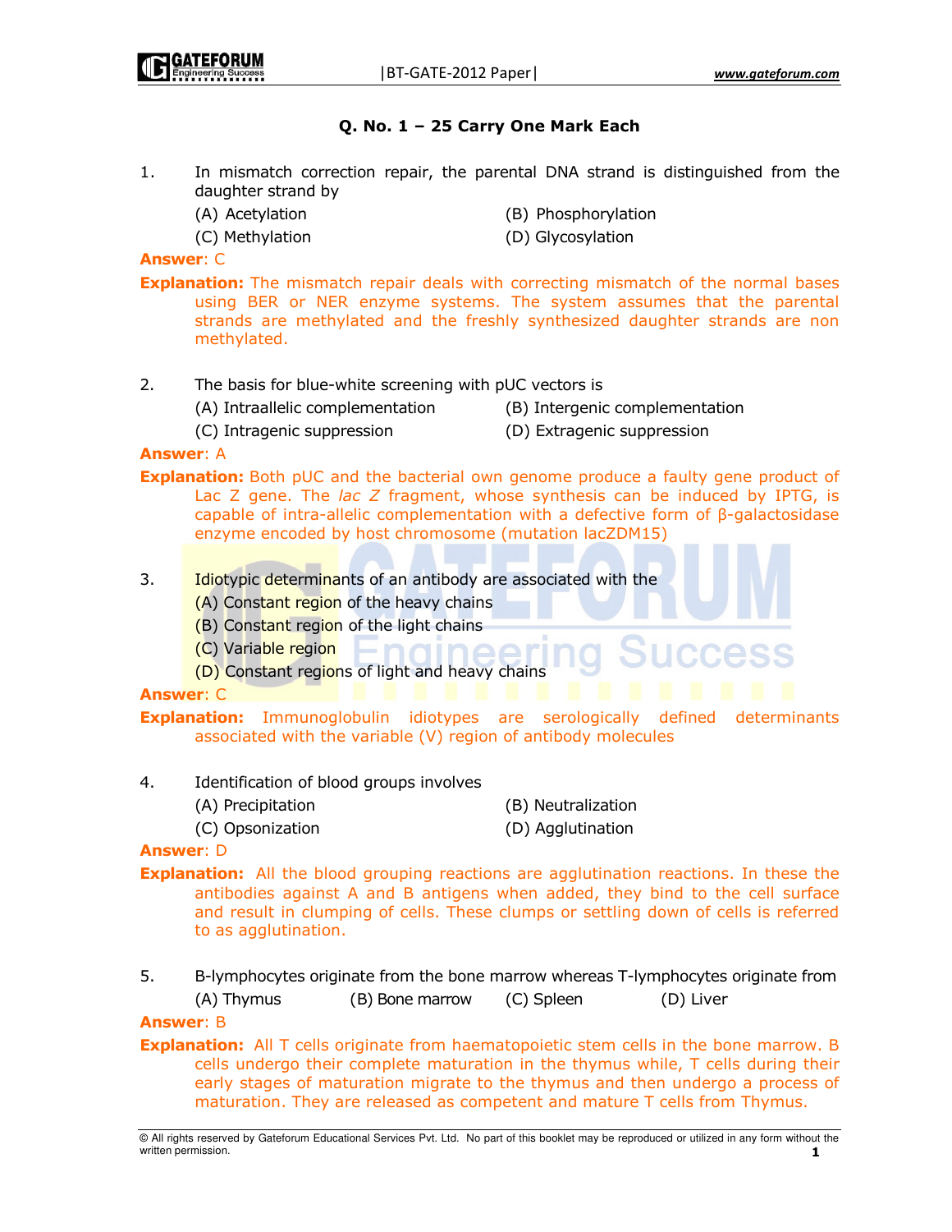## Q. No. 1 – 25 Carry One Mark Each

1. In mismatch correction repair, the parental DNA strand is distinguished from the daughter strand by

   (A) Acetylation  
   (B) Phosphorylation  
   (C) Methylation  
   (D) Glycosylation

**Answer**: C

**Explanation:** The mismatch repair deals with correcting mismatch of the normal bases using BER or NER enzyme systems. The system assumes that the parental strands are methylated and the freshly synthesized daughter strands are non methylated.

2. The basis for blue-white screening with pUC vectors is

   (A) Intraallelic complementation  
   (B) Intergenic complementation  
   (C) Intragenic suppression  
   (D) Extragenic suppression

**Answer**: A

**Explanation:** Both pUC and the bacterial own genome produce a faulty gene product of Lac Z gene. The *lac Z* fragment, whose synthesis can be induced by IPTG, is capable of intra-allelic complementation with a defective form of β-galactosidase enzyme encoded by host chromosome (mutation lacZDM15)

3. Idiotypic determinants of an antibody are associated with the

   (A) Constant region of the heavy chains  
   (B) Constant region of the light chains  
   (C) Variable region  
   (D) Constant regions of light and heavy chains

**Answer**: C

**Explanation:** Immunoglobulin idiotypes are serologically defined determinants associated with the variable (V) region of antibody molecules

4. Identification of blood groups involves

   (A) Precipitation  
   (B) Neutralization  
   (C) Opsonization  
   (D) Agglutination

**Answer**: D

**Explanation:** All the blood grouping reactions are agglutination reactions. In these the antibodies against A and B antigens when added, they bind to the cell surface and result in clumping of cells. These clumps or settling down of cells is referred to as agglutination.

5. B-lymphocytes originate from the bone marrow whereas T-lymphocytes originate from

   (A) Thymus  
   (B) Bone marrow  
   (C) Spleen  
   (D) Liver

**Answer**: B

**Explanation:** All T cells originate from haematopoietic stem cells in the bone marrow. B cells undergo their complete maturation in the thymus while, T cells during their early stages of maturation migrate to the thymus and then undergo a process of maturation. They are released as competent and mature T cells from Thymus.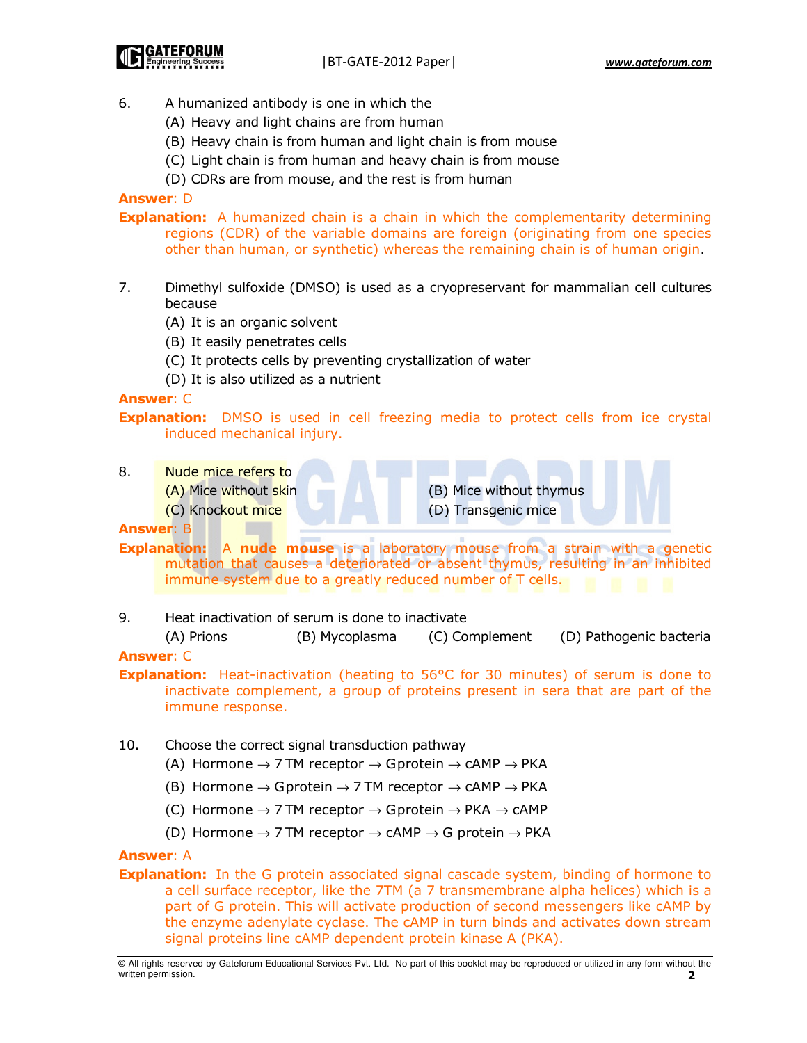6. A humanized antibody is one in which the
   (A) Heavy and light chains are from human
   (B) Heavy chain is from human and light chain is from mouse
   (C) Light chain is from human and heavy chain is from mouse
   (D) CDRs are from mouse, and the rest is from human

**Answer**: D

**Explanation:** A humanized chain is a chain in which the complementarity determining regions (CDR) of the variable domains are foreign (originating from one species other than human, or synthetic) whereas the remaining chain is of human origin.

7. Dimethyl sulfoxide (DMSO) is used as a cryopreservant for mammalian cell cultures because
   (A) It is an organic solvent
   (B) It easily penetrates cells
   (C) It protects cells by preventing crystallization of water
   (D) It is also utilized as a nutrient

**Answer**: C

**Explanation:** DMSO is used in cell freezing media to protect cells from ice crystal induced mechanical injury.

8. Nude mice refers to
   (A) Mice without skin
   (B) Mice without thymus
   (C) Knockout mice
   (D) Transgenic mice

**Answer**: B

**Explanation:** A **nude mouse** is a laboratory mouse from a strain with a genetic mutation that causes a deteriorated or absent thymus, resulting in an inhibited immune system due to a greatly reduced number of T cells.

9. Heat inactivation of serum is done to inactivate
   (A) Prions
   (B) Mycoplasma
   (C) Complement
   (D) Pathogenic bacteria

**Answer**: C

**Explanation:** Heat-inactivation (heating to 56°C for 30 minutes) of serum is done to inactivate complement, a group of proteins present in sera that are part of the immune response.

10. Choose the correct signal transduction pathway
    (A) Hormone $\rightarrow$ 7 TM receptor $\rightarrow$ Gprotein $\rightarrow$ cAMP $\rightarrow$ PKA
    (B) Hormone $\rightarrow$ Gprotein $\rightarrow$ 7 TM receptor $\rightarrow$ cAMP $\rightarrow$ PKA
    (C) Hormone $\rightarrow$ 7 TM receptor $\rightarrow$ Gprotein $\rightarrow$ PKA $\rightarrow$ cAMP
    (D) Hormone $\rightarrow$ 7 TM receptor $\rightarrow$ cAMP $\rightarrow$ G protein $\rightarrow$ PKA

**Answer**: A

**Explanation:** In the G protein associated signal cascade system, binding of hormone to a cell surface receptor, like the 7TM (a 7 transmembrane alpha helices) which is a part of G protein. This will activate production of second messengers like cAMP by the enzyme adenylate cyclase. The cAMP in turn binds and activates down stream signal proteins line cAMP dependent protein kinase A (PKA).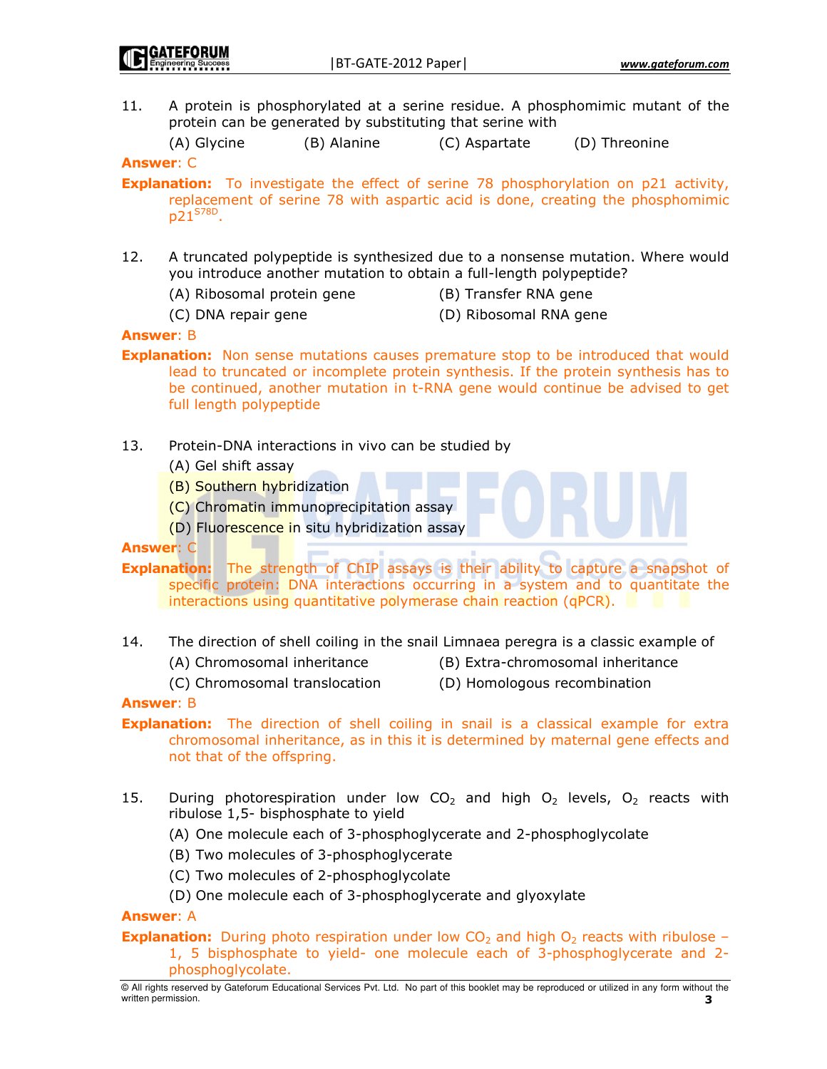11. A protein is phosphorylated at a serine residue. A phosphomimic mutant of the protein can be generated by substituting that serine with

    (A) Glycine (B) Alanine (C) Aspartate (D) Threonine

**Answer**: C

**Explanation:** To investigate the effect of serine 78 phosphorylation on p21 activity, replacement of serine 78 with aspartic acid is done, creating the phosphomimic $p21^{S78D}$.

12. A truncated polypeptide is synthesized due to a nonsense mutation. Where would you introduce another mutation to obtain a full-length polypeptide?

    (A) Ribosomal protein gene
    (B) Transfer RNA gene
    (C) DNA repair gene
    (D) Ribosomal RNA gene

**Answer**: B

**Explanation:** Non sense mutations causes premature stop to be introduced that would lead to truncated or incomplete protein synthesis. If the protein synthesis has to be continued, another mutation in t-RNA gene would continue be advised to get full length polypeptide

13. Protein-DNA interactions in vivo can be studied by

    (A) Gel shift assay
    (B) Southern hybridization
    (C) Chromatin immunoprecipitation assay
    (D) Fluorescence in situ hybridization assay

**Answer**: C

**Explanation:** The strength of ChIP assays is their ability to capture a snapshot of specific protein: DNA interactions occurring in a system and to quantitate the interactions using quantitative polymerase chain reaction (qPCR).

14. The direction of shell coiling in the snail Limnaea peregra is a classic example of

    (A) Chromosomal inheritance
    (B) Extra-chromosomal inheritance
    (C) Chromosomal translocation
    (D) Homologous recombination

**Answer**: B

**Explanation:** The direction of shell coiling in snail is a classical example for extra chromosomal inheritance, as in this it is determined by maternal gene effects and not that of the offspring.

15. During photorespiration under low $CO_2$ and high $O_2$ levels, $O_2$ reacts with ribulose 1,5- bisphosphate to yield

    (A) One molecule each of 3-phosphoglycerate and 2-phosphoglycolate
    (B) Two molecules of 3-phosphoglycerate
    (C) Two molecules of 2-phosphoglycolate
    (D) One molecule each of 3-phosphoglycerate and glyoxylate

**Answer**: A

**Explanation:** During photo respiration under low $CO_2$ and high $O_2$ reacts with ribulose – 1, 5 bisphosphate to yield- one molecule each of 3-phosphoglycerate and 2-phosphoglycolate.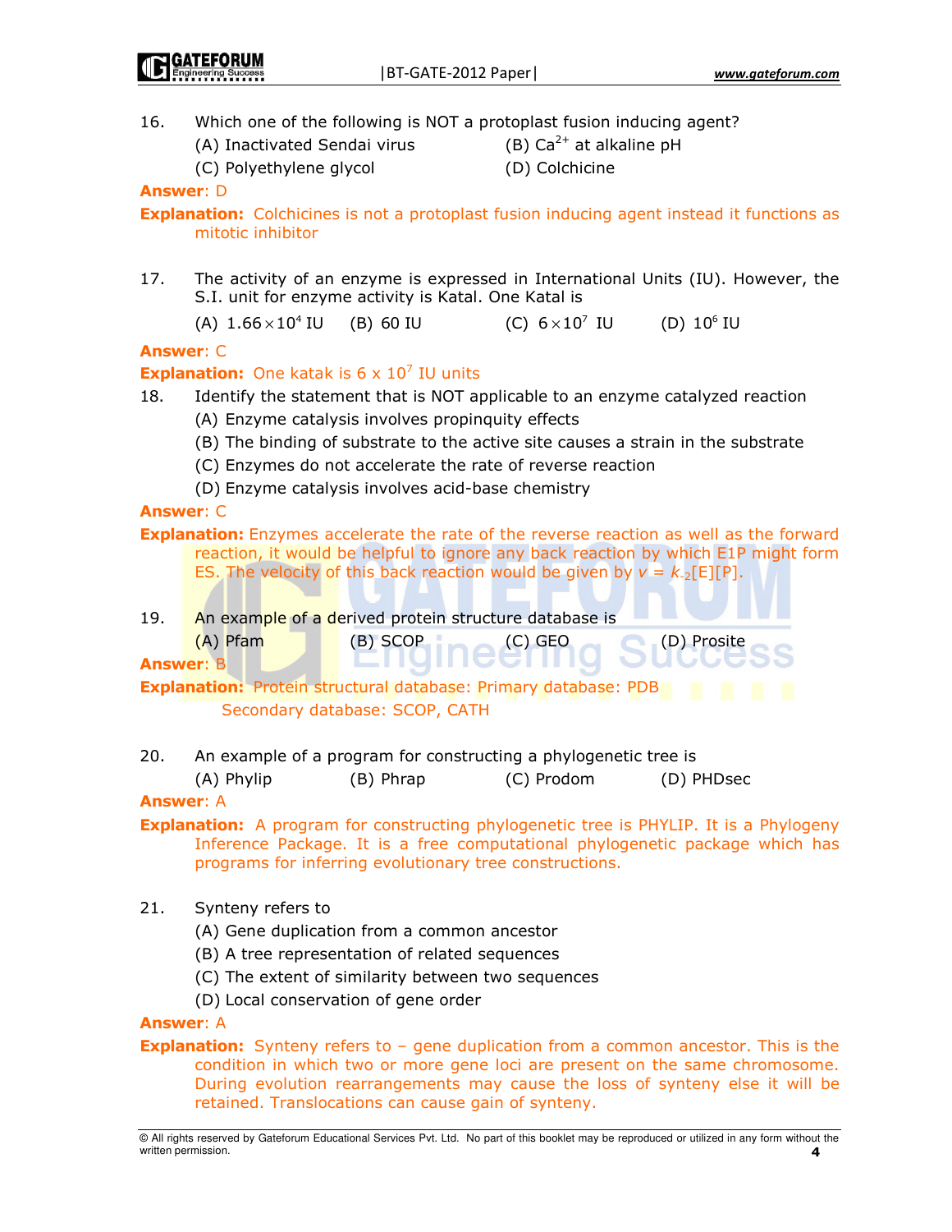16. Which one of the following is NOT a protoplast fusion inducing agent?

(A) Inactivated Sendai virus (B) $Ca^{2+}$ at alkaline pH

(C) Polyethylene glycol (D) Colchicine

**Answer**: D

**Explanation:** Colchicines is not a protoplast fusion inducing agent instead it functions as mitotic inhibitor

17. The activity of an enzyme is expressed in International Units (IU). However, the S.I. unit for enzyme activity is Katal. One Katal is

(A) $1.66\times10^{4}$ IU (B) 60 IU (C) $6\times10^{7}$ IU (D) $10^{6}$ IU

**Answer**: C

**Explanation:** One katak is 6 x $10^{7}$ IU units

18. Identify the statement that is NOT applicable to an enzyme catalyzed reaction

(A) Enzyme catalysis involves propinquity effects

(B) The binding of substrate to the active site causes a strain in the substrate

(C) Enzymes do not accelerate the rate of reverse reaction

(D) Enzyme catalysis involves acid-base chemistry

**Answer**: C

**Explanation:** Enzymes accelerate the rate of the reverse reaction as well as the forward reaction, it would be helpful to ignore any back reaction by which E1P might form ES. The velocity of this back reaction would be given by $v = k_{-2}[E][P]$.

19. An example of a derived protein structure database is

(A) Pfam (B) SCOP (C) GEO (D) Prosite

**Answer**: B

**Explanation:** Protein structural database: Primary database: PDB

Secondary database: SCOP, CATH

20. An example of a program for constructing a phylogenetic tree is

(A) Phylip (B) Phrap (C) Prodom (D) PHDsec

**Answer**: A

**Explanation:** A program for constructing phylogenetic tree is PHYLIP. It is a Phylogeny Inference Package. It is a free computational phylogenetic package which has programs for inferring evolutionary tree constructions.

21. Synteny refers to

(A) Gene duplication from a common ancestor

(B) A tree representation of related sequences

(C) The extent of similarity between two sequences

(D) Local conservation of gene order

**Answer**: A

**Explanation:** Synteny refers to – gene duplication from a common ancestor. This is the condition in which two or more gene loci are present on the same chromosome. During evolution rearrangements may cause the loss of synteny else it will be retained. Translocations can cause gain of synteny.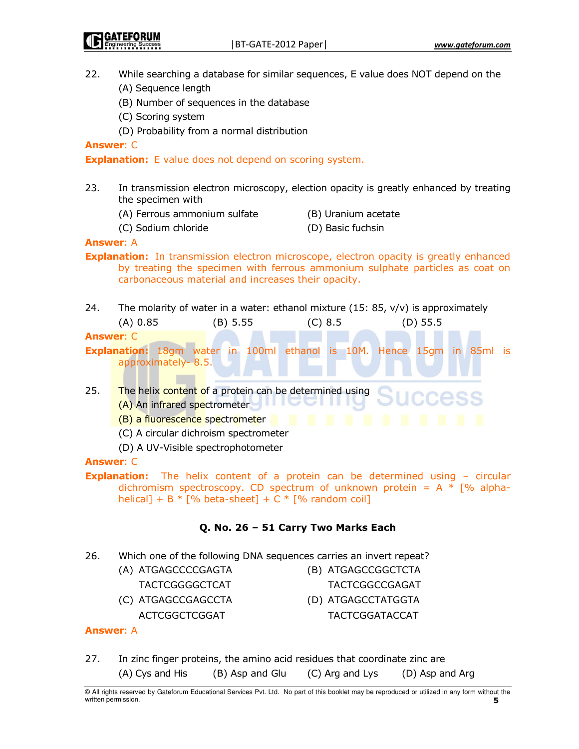22. While searching a database for similar sequences, E value does NOT depend on the
    (A) Sequence length
    (B) Number of sequences in the database
    (C) Scoring system
    (D) Probability from a normal distribution

**Answer**: C

**Explanation:** E value does not depend on scoring system.

23. In transmission electron microscopy, election opacity is greatly enhanced by treating the specimen with
    (A) Ferrous ammonium sulfate
    (B) Uranium acetate
    (C) Sodium chloride
    (D) Basic fuchsin

**Answer**: A

**Explanation:** In transmission electron microscope, electron opacity is greatly enhanced by treating the specimen with ferrous ammonium sulphate particles as coat on carbonaceous material and increases their opacity.

24. The molarity of water in a water: ethanol mixture (15: 85, v/v) is approximately
    (A) 0.85
    (B) 5.55
    (C) 8.5
    (D) 55.5

**Answer**: C

**Explanation:** 18gm water in 100ml ethanol is 10M. Hence 15gm in 85ml is approximately- 8.5.

25. The helix content of a protein can be determined using
    (A) An infrared spectrometer
    (B) a fluorescence spectrometer
    (C) A circular dichroism spectrometer
    (D) A UV-Visible spectrophotometer

**Answer**: C

**Explanation:** The helix content of a protein can be determined using – circular dichromism spectroscopy. CD spectrum of unknown protein = A * [% alpha-helical] + B * [% beta-sheet] + C * [% random coil]

### Q. No. 26 – 51 Carry Two Marks Each

26. Which one of the following DNA sequences carries an invert repeat?
    (A) ATGAGCCCCGAGTA
        TACTCGGGGCTCAT
    (B) ATGAGCCGGCTCTA
        TACTCGGCCGAGAT
    (C) ATGAGCCGAGCCTA
        ACTCGGCTCGGAT
    (D) ATGAGCCTATGGTA
        TACTCGGATACCAT

**Answer**: A

27. In zinc finger proteins, the amino acid residues that coordinate zinc are
    (A) Cys and His
    (B) Asp and Glu
    (C) Arg and Lys
    (D) Asp and Arg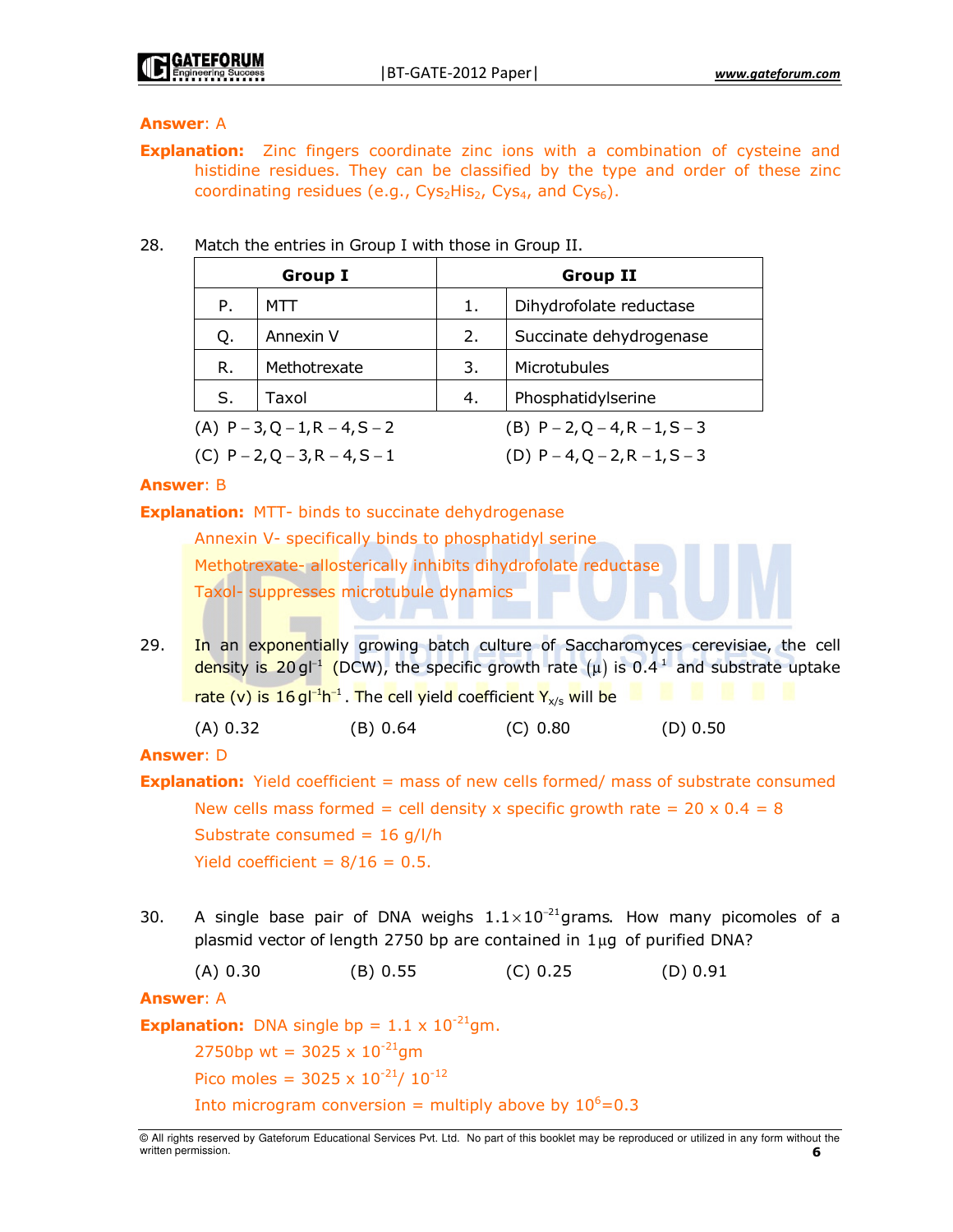**Answer**: A

**Explanation:** Zinc fingers coordinate zinc ions with a combination of cysteine and histidine residues. They can be classified by the type and order of these zinc coordinating residues (e.g., $Cys_2His_2$, $Cys_4$, and $Cys_6$).

28. Match the entries in Group I with those in Group II.

| Group I | | Group II | |
|---|---|---|---|
| P. | MTT | 1. | Dihydrofolate reductase |
| Q. | Annexin V | 2. | Succinate dehydrogenase |
| R. | Methotrexate | 3. | Microtubules |
| S. | Taxol | 4. | Phosphatidylserine |

(A) $P-3, Q-1, R-4, S-2$ (B) $P-2, Q-4, R-1, S-3$

(C) $P-2, Q-3, R-4, S-1$ (D) $P-4, Q-2, R-1, S-3$

**Answer**: B

**Explanation:** MTT- binds to succinate dehydrogenase

Annexin V- specifically binds to phosphatidyl serine

Methotrexate- allosterically inhibits dihydrofolate reductase

Taxol- suppresses microtubule dynamics

29. In an exponentially growing batch culture of Saccharomyces cerevisiae, the cell density is $20\,gl^{-1}$ (DCW), the specific growth rate $(\mu)$ is $0.4^{1}$ and substrate uptake rate (v) is $16\,gl^{-1}h^{-1}$. The cell yield coefficient $Y_{x/s}$ will be

(A) 0.32 (B) 0.64 (C) 0.80 (D) 0.50

**Answer**: D

**Explanation:** Yield coefficient = mass of new cells formed/ mass of substrate consumed

New cells mass formed = cell density x specific growth rate = 20 x 0.4 = 8

Substrate consumed = 16 g/l/h

Yield coefficient = 8/16 = 0.5.

30. A single base pair of DNA weighs $1.1\times10^{-21}$grams. How many picomoles of a plasmid vector of length 2750 bp are contained in $1\mu g$ of purified DNA?

(A) 0.30 (B) 0.55 (C) 0.25 (D) 0.91

**Answer**: A

**Explanation:** DNA single bp = $1.1 \times 10^{-21}$gm.

2750bp wt = $3025 \times 10^{-21}$gm

Pico moles = $3025 \times 10^{-21} / 10^{-12}$

Into microgram conversion = multiply above by $10^{6}$=0.3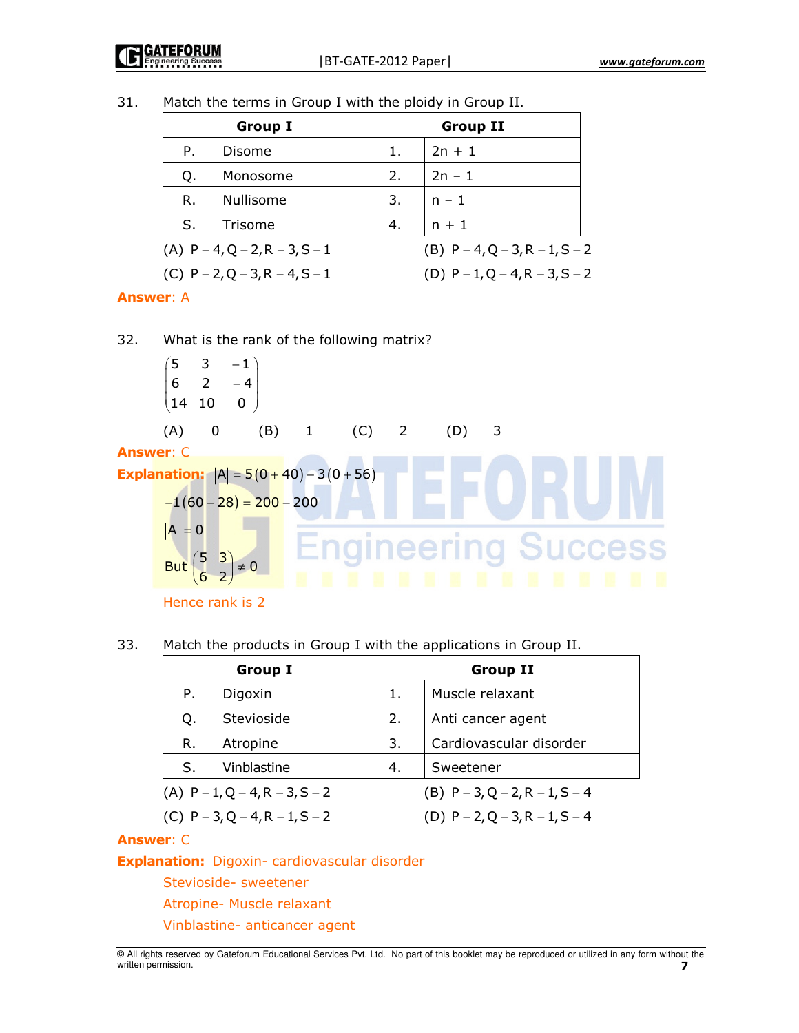31. Match the terms in Group I with the ploidy in Group II.

| Group I | | Group II | |
|---|---|---|---|
| P. | Disome | 1. | 2n + 1 |
| Q. | Monosome | 2. | 2n − 1 |
| R. | Nullisome | 3. | n − 1 |
| S. | Trisome | 4. | n + 1 |

(A) P – 4, Q – 2, R – 3, S – 1 (B) P – 4, Q – 3, R – 1, S – 2

(C) P – 2, Q – 3, R – 4, S – 1 (D) P – 1, Q – 4, R – 3, S – 2

**Answer**: A

32. What is the rank of the following matrix?

$$\begin{pmatrix} 5 & 3 & -1 \\ 6 & 2 & -4 \\ 14 & 10 & 0 \end{pmatrix}$$

(A) 0 (B) 1 (C) 2 (D) 3

**Answer**: C

**Explanation:** $|A| = 5(0+40) - 3(0+56)$

$-1(60-28) = 200 - 200$

$|A| = 0$

But $\begin{pmatrix} 5 & 3 \\ 6 & 2 \end{pmatrix} \neq 0$

Hence rank is 2

33. Match the products in Group I with the applications in Group II.

| Group I | | Group II | |
|---|---|---|---|
| P. | Digoxin | 1. | Muscle relaxant |
| Q. | Stevioside | 2. | Anti cancer agent |
| R. | Atropine | 3. | Cardiovascular disorder |
| S. | Vinblastine | 4. | Sweetener |

(A) P – 1, Q – 4, R – 3, S – 2 (B) P – 3, Q – 2, R – 1, S – 4

(C) P – 3, Q – 4, R – 1, S – 2 (D) P – 2, Q – 3, R – 1, S – 4

**Answer**: C

**Explanation:** Digoxin- cardiovascular disorder

Stevioside- sweetener

Atropine- Muscle relaxant

Vinblastine- anticancer agent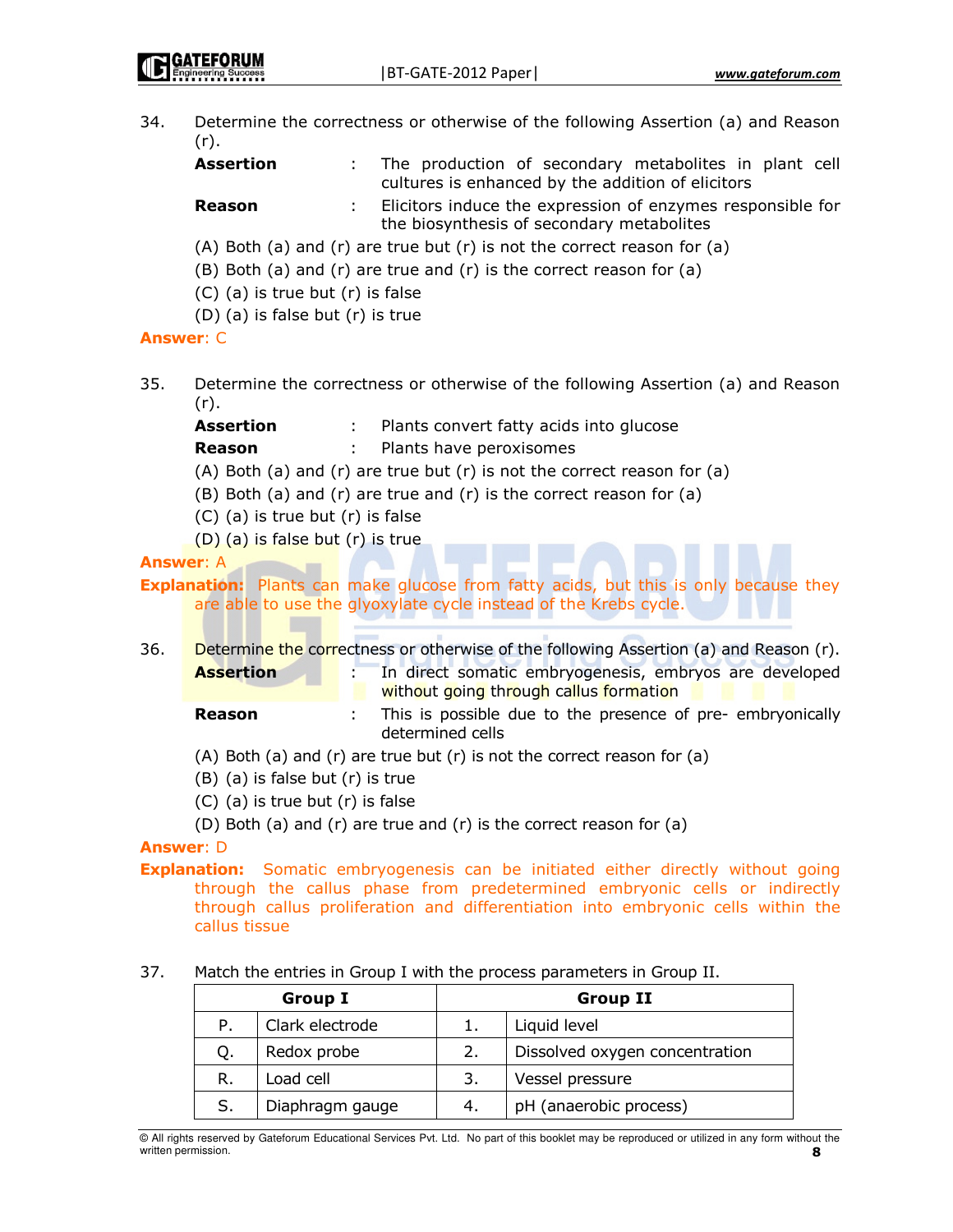34. Determine the correctness or otherwise of the following Assertion (a) and Reason (r).

**Assertion** : The production of secondary metabolites in plant cell cultures is enhanced by the addition of elicitors

**Reason** : Elicitors induce the expression of enzymes responsible for the biosynthesis of secondary metabolites

(A) Both (a) and (r) are true but (r) is not the correct reason for (a)
(B) Both (a) and (r) are true and (r) is the correct reason for (a)
(C) (a) is true but (r) is false
(D) (a) is false but (r) is true

**Answer**: C

35. Determine the correctness or otherwise of the following Assertion (a) and Reason (r).

**Assertion** : Plants convert fatty acids into glucose

**Reason** : Plants have peroxisomes

(A) Both (a) and (r) are true but (r) is not the correct reason for (a)
(B) Both (a) and (r) are true and (r) is the correct reason for (a)
(C) (a) is true but (r) is false
(D) (a) is false but (r) is true

**Answer**: A

**Explanation:** Plants can make glucose from fatty acids, but this is only because they are able to use the glyoxylate cycle instead of the Krebs cycle.

36. Determine the correctness or otherwise of the following Assertion (a) and Reason (r).

**Assertion** : In direct somatic embryogenesis, embryos are developed without going through callus formation

**Reason** : This is possible due to the presence of pre- embryonically determined cells

(A) Both (a) and (r) are true but (r) is not the correct reason for (a)
(B) (a) is false but (r) is true
(C) (a) is true but (r) is false
(D) Both (a) and (r) are true and (r) is the correct reason for (a)

**Answer**: D

**Explanation:** Somatic embryogenesis can be initiated either directly without going through the callus phase from predetermined embryonic cells or indirectly through callus proliferation and differentiation into embryonic cells within the callus tissue

37. Match the entries in Group I with the process parameters in Group II.

| Group I | | Group II | |
|---|---|---|---|
| P. | Clark electrode | 1. | Liquid level |
| Q. | Redox probe | 2. | Dissolved oxygen concentration |
| R. | Load cell | 3. | Vessel pressure |
| S. | Diaphragm gauge | 4. | pH (anaerobic process) |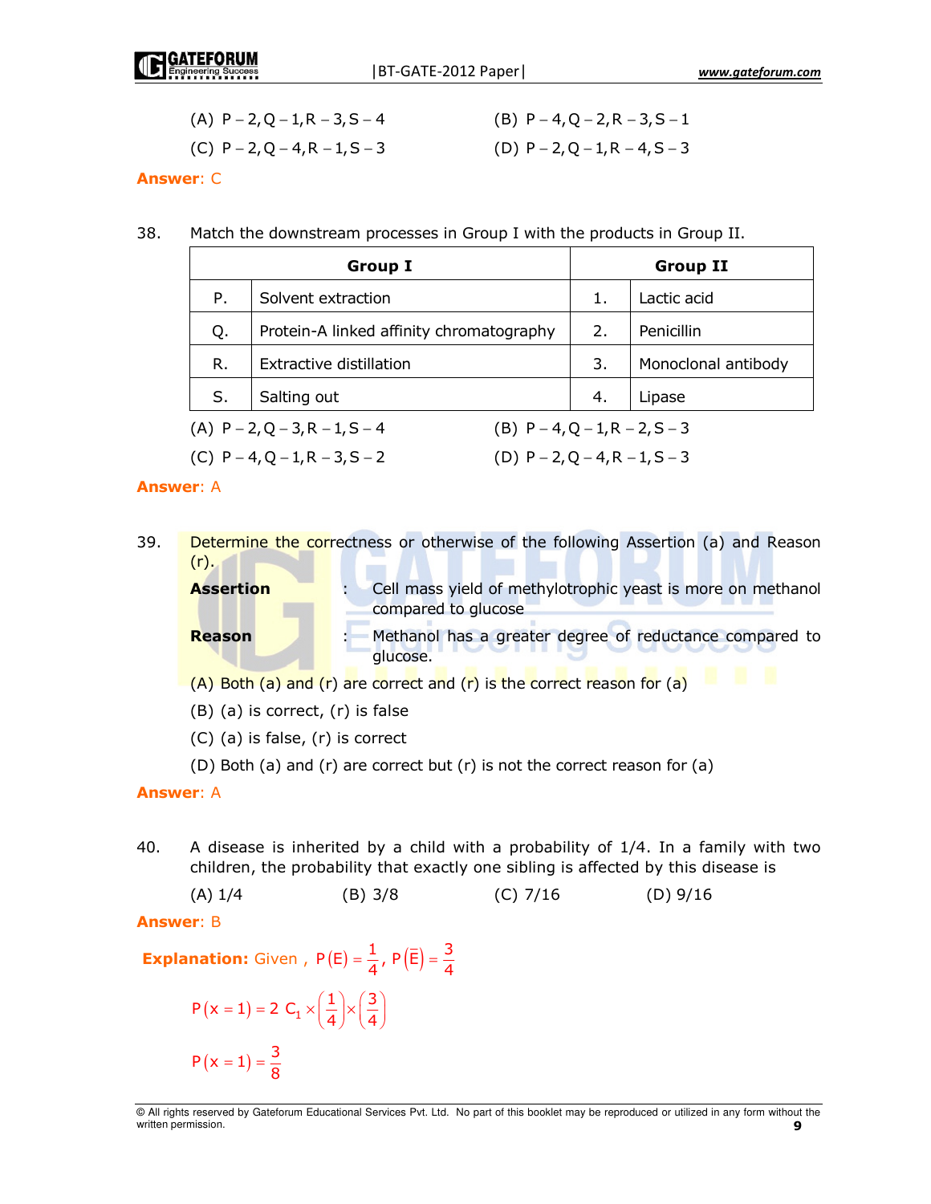(A) P – 2, Q – 1, R – 3, S – 4 (B) P – 4, Q – 2, R – 3, S – 1

(C) P – 2, Q – 4, R – 1, S – 3 (D) P – 2, Q – 1, R – 4, S – 3

**Answer**: C

38. Match the downstream processes in Group I with the products in Group II.

| Group I | | Group II | |
|---|---|---|---|
| P. | Solvent extraction | 1. | Lactic acid |
| Q. | Protein-A linked affinity chromatography | 2. | Penicillin |
| R. | Extractive distillation | 3. | Monoclonal antibody |
| S. | Salting out | 4. | Lipase |

(A) P – 2, Q – 3, R – 1, S – 4 (B) P – 4, Q – 1, R – 2, S – 3

(C) P – 4, Q – 1, R – 3, S – 2 (D) P – 2, Q – 4, R – 1, S – 3

**Answer**: A

39. Determine the correctness or otherwise of the following Assertion (a) and Reason (r).

**Assertion** : Cell mass yield of methylotrophic yeast is more on methanol compared to glucose

**Reason** : Methanol has a greater degree of reductance compared to glucose.

(A) Both (a) and (r) are correct and (r) is the correct reason for (a)

(B) (a) is correct, (r) is false

(C) (a) is false, (r) is correct

(D) Both (a) and (r) are correct but (r) is not the correct reason for (a)

**Answer**: A

40. A disease is inherited by a child with a probability of 1/4. In a family with two children, the probability that exactly one sibling is affected by this disease is

(A) 1/4 (B) 3/8 (C) 7/16 (D) 9/16

**Answer**: B

**Explanation:** Given , $P(E) = \frac{1}{4}$, $P(\bar{E}) = \frac{3}{4}$

$$P(x=1) = 2\,C_1 \times \left(\frac{1}{4}\right) \times \left(\frac{3}{4}\right)$$

$$P(x=1) = \frac{3}{8}$$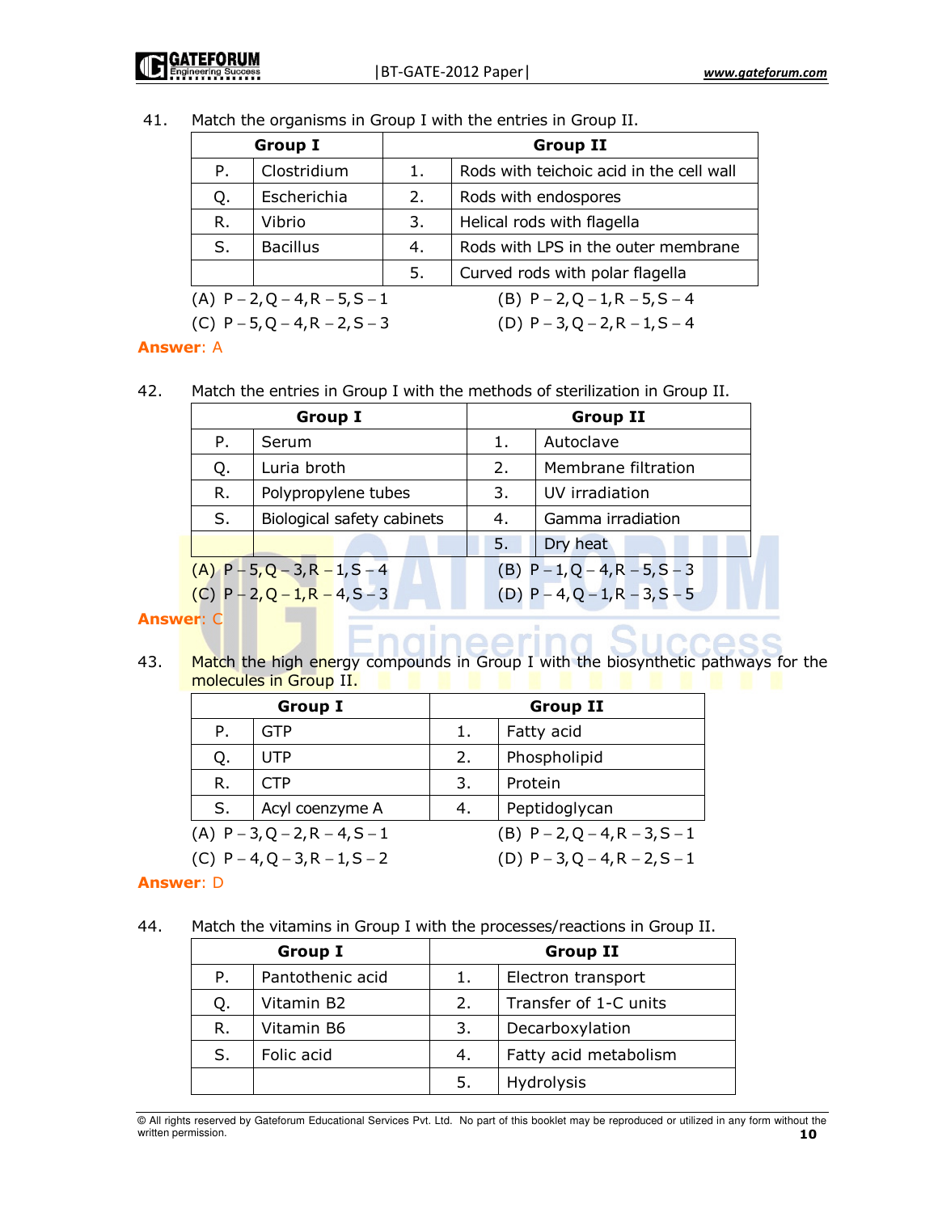41. Match the organisms in Group I with the entries in Group II.

| Group I | | Group II | |
|---|---|---|---|
| P. | Clostridium | 1. | Rods with teichoic acid in the cell wall |
| Q. | Escherichia | 2. | Rods with endospores |
| R. | Vibrio | 3. | Helical rods with flagella |
| S. | Bacillus | 4. | Rods with LPS in the outer membrane |
| | | 5. | Curved rods with polar flagella |

(A) $P-2, Q-4, R-5, S-1$　　(B) $P-2, Q-1, R-5, S-4$

(C) $P-5, Q-4, R-2, S-3$　　(D) $P-3, Q-2, R-1, S-4$

**Answer**: A

42. Match the entries in Group I with the methods of sterilization in Group II.

| Group I | | Group II | |
|---|---|---|---|
| P. | Serum | 1. | Autoclave |
| Q. | Luria broth | 2. | Membrane filtration |
| R. | Polypropylene tubes | 3. | UV irradiation |
| S. | Biological safety cabinets | 4. | Gamma irradiation |
| | | 5. | Dry heat |

(A) $P-5, Q-3, R-1, S-4$　　(B) $P-1, Q-4, R-5, S-3$

(C) $P-2, Q-1, R-4, S-3$　　(D) $P-4, Q-1, R-3, S-5$

**Answer**: C

43. Match the high energy compounds in Group I with the biosynthetic pathways for the molecules in Group II.

| Group I | | Group II | |
|---|---|---|---|
| P. | GTP | 1. | Fatty acid |
| Q. | UTP | 2. | Phospholipid |
| R. | CTP | 3. | Protein |
| S. | Acyl coenzyme A | 4. | Peptidoglycan |

(A) $P-3, Q-2, R-4, S-1$　　(B) $P-2, Q-4, R-3, S-1$

(C) $P-4, Q-3, R-1, S-2$　　(D) $P-3, Q-4, R-2, S-1$

**Answer**: D

44. Match the vitamins in Group I with the processes/reactions in Group II.

| Group I | | Group II | |
|---|---|---|---|
| P. | Pantothenic acid | 1. | Electron transport |
| Q. | Vitamin B2 | 2. | Transfer of 1-C units |
| R. | Vitamin B6 | 3. | Decarboxylation |
| S. | Folic acid | 4. | Fatty acid metabolism |
| | | 5. | Hydrolysis |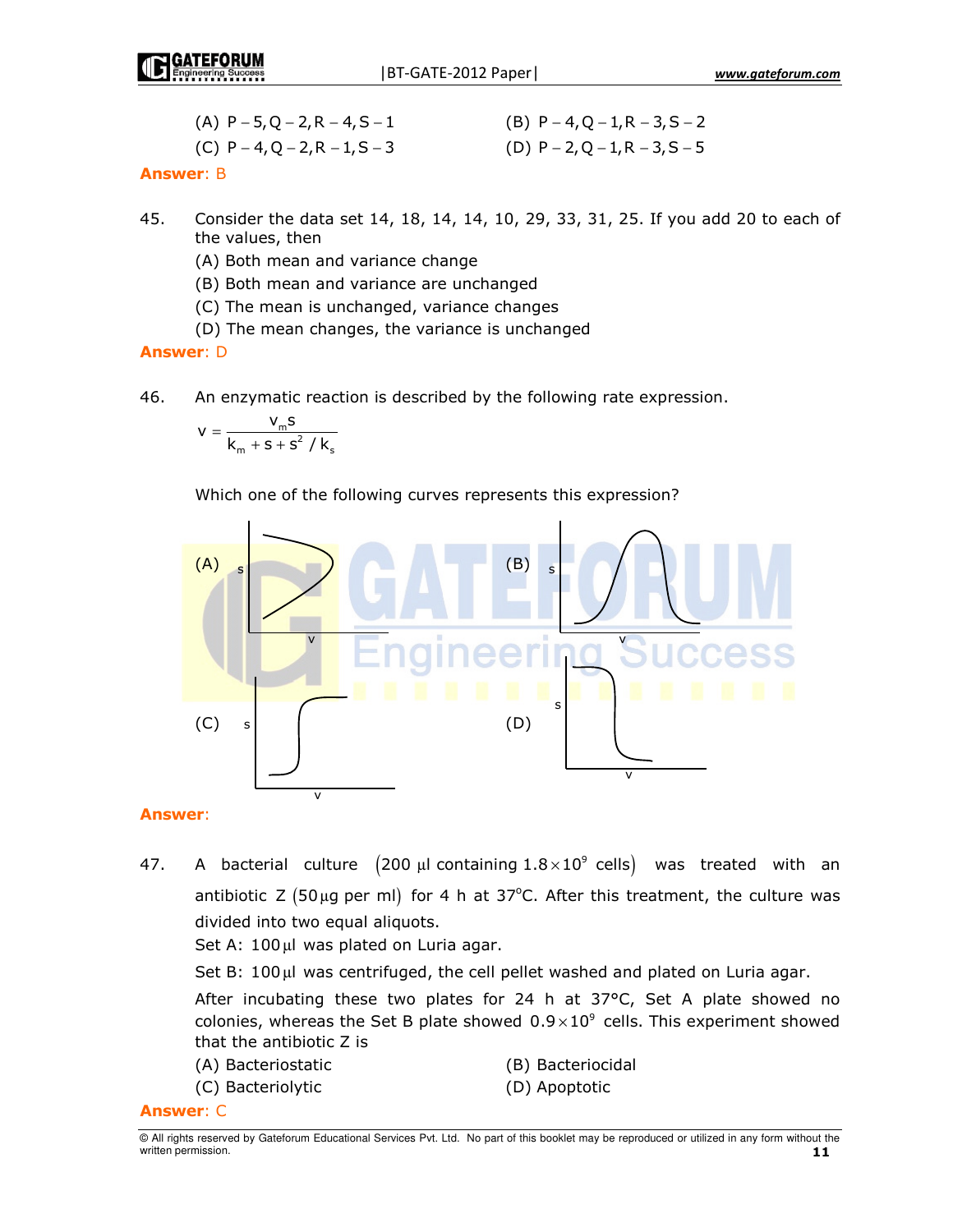(A) P – 5, Q – 2, R – 4, S – 1 (B) P – 4, Q – 1, R – 3, S – 2

(C) P – 4, Q – 2, R – 1, S – 3 (D) P – 2, Q – 1, R – 3, S – 5

**Answer**: B

45. Consider the data set 14, 18, 14, 14, 10, 29, 33, 31, 25. If you add 20 to each of the values, then

(A) Both mean and variance change

(B) Both mean and variance are unchanged

(C) The mean is unchanged, variance changes

(D) The mean changes, the variance is unchanged

**Answer**: D

46. An enzymatic reaction is described by the following rate expression.

$$v = \frac{v_m s}{k_m + s + s^2 / k_s}$$

Which one of the following curves represents this expression?

(A) s v

(B) s v

(C) s v

(D) s v

**Answer**:

47. A bacterial culture $(200\ \mu l$ containing $1.8 \times 10^9$ cells$)$ was treated with an antibiotic Z $(50\,\mu g$ per ml$)$ for 4 h at 37°C. After this treatment, the culture was divided into two equal aliquots.

Set A: $100\,\mu l$ was plated on Luria agar.

Set B: $100\,\mu l$ was centrifuged, the cell pellet washed and plated on Luria agar.

After incubating these two plates for 24 h at 37°C, Set A plate showed no colonies, whereas the Set B plate showed $0.9 \times 10^9$ cells. This experiment showed that the antibiotic Z is

(A) Bacteriostatic (B) Bacteriocidal

(C) Bacteriolytic (D) Apoptotic

**Answer**: C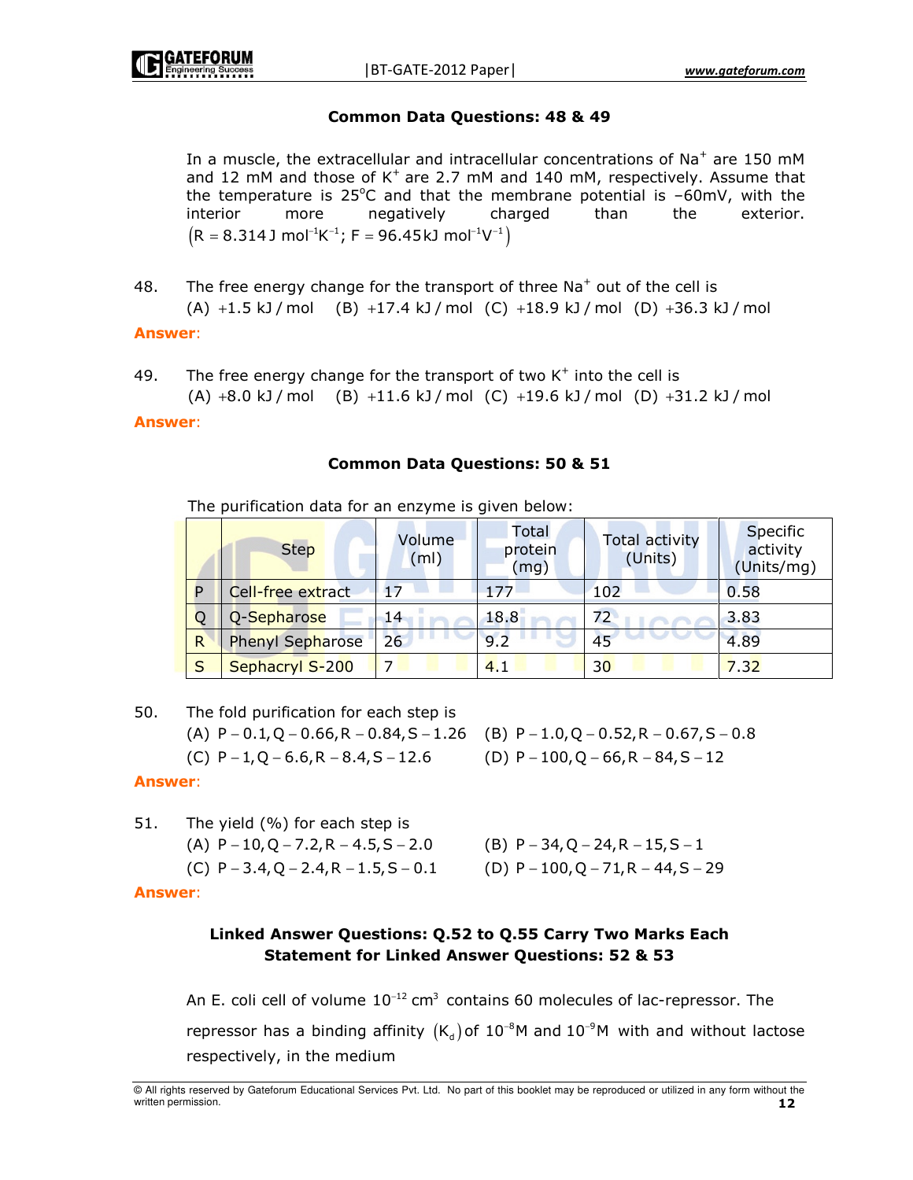### Common Data Questions: 48 & 49

In a muscle, the extracellular and intracellular concentrations of $Na^+$ are 150 mM and 12 mM and those of $K^+$ are 2.7 mM and 140 mM, respectively. Assume that the temperature is $25^oC$ and that the membrane potential is –60mV, with the interior more negatively charged than the exterior. $\left(R = 8.314\,J\,mol^{-1}K^{-1};\ F = 96.45\,kJ\,mol^{-1}V^{-1}\right)$

48. The free energy change for the transport of three $Na^+$ out of the cell is
    (A) +1.5 kJ / mol (B) +17.4 kJ / mol (C) +18.9 kJ / mol (D) +36.3 kJ / mol

**Answer**:

49. The free energy change for the transport of two $K^+$ into the cell is
    (A) +8.0 kJ / mol (B) +11.6 kJ / mol (C) +19.6 kJ / mol (D) +31.2 kJ / mol

**Answer**:

### Common Data Questions: 50 & 51

The purification data for an enzyme is given below:

| | Step | Volume (ml) | Total protein (mg) | Total activity (Units) | Specific activity (Units/mg) |
|---|---|---|---|---|---|
| P | Cell-free extract | 17 | 177 | 102 | 0.58 |
| Q | Q-Sepharose | 14 | 18.8 | 72 | 3.83 |
| R | Phenyl Sepharose | 26 | 9.2 | 45 | 4.89 |
| S | Sephacryl S-200 | 7 | 4.1 | 30 | 7.32 |

50. The fold purification for each step is
    (A) P – 0.1, Q – 0.66, R – 0.84, S – 1.26
    (B) P – 1.0, Q – 0.52, R – 0.67, S – 0.8
    (C) P – 1, Q – 6.6, R – 8.4, S – 12.6
    (D) P – 100, Q – 66, R – 84, S – 12

**Answer**:

51. The yield (%) for each step is
    (A) P – 10, Q – 7.2, R – 4.5, S – 2.0
    (B) P – 34, Q – 24, R – 15, S – 1
    (C) P – 3.4, Q – 2.4, R – 1.5, S – 0.1
    (D) P – 100, Q – 71, R – 44, S – 29

**Answer**:

### Linked Answer Questions: Q.52 to Q.55 Carry Two Marks Each
### Statement for Linked Answer Questions: 52 & 53

An E. coli cell of volume $10^{-12}\,cm^3$ contains 60 molecules of lac-repressor. The repressor has a binding affinity $(K_d)$ of $10^{-8}M$ and $10^{-9}M$ with and without lactose respectively, in the medium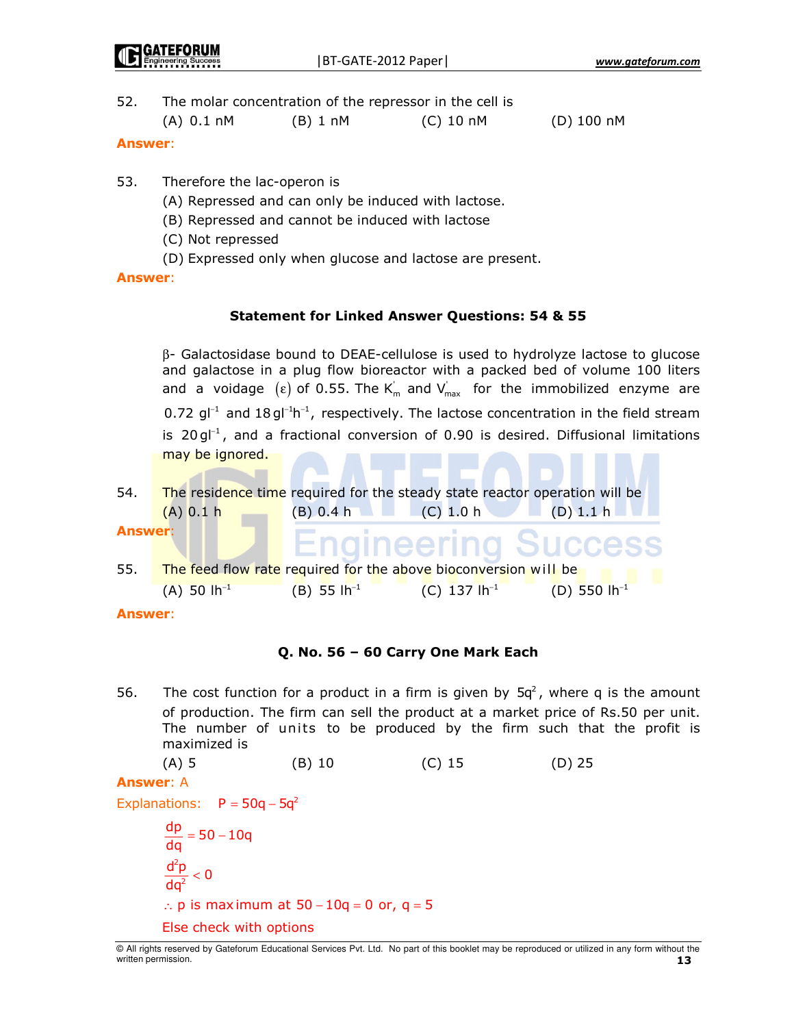52. The molar concentration of the repressor in the cell is

(A) 0.1 nM (B) 1 nM (C) 10 nM (D) 100 nM

**Answer**:

53. Therefore the lac-operon is

(A) Repressed and can only be induced with lactose.

(B) Repressed and cannot be induced with lactose

(C) Not repressed

(D) Expressed only when glucose and lactose are present.

**Answer**:

### Statement for Linked Answer Questions: 54 & 55

$\beta$- Galactosidase bound to DEAE-cellulose is used to hydrolyze lactose to glucose and galactose in a plug flow bioreactor with a packed bed of volume 100 liters and a voidage $(\varepsilon)$ of 0.55. The $K_m^{'}$ and $V_{max}^{'}$ for the immobilized enzyme are $0.72\ gl^{-1}$ and $18\,gl^{-1}h^{-1}$, respectively. The lactose concentration in the field stream is $20\,gl^{-1}$, and a fractional conversion of 0.90 is desired. Diffusional limitations may be ignored.

54. The residence time required for the steady state reactor operation will be

(A) 0.1 h (B) 0.4 h (C) 1.0 h (D) 1.1 h

**Answer**:

55. The feed flow rate required for the above bioconversion will be

(A) $50\ lh^{-1}$ (B) $55\ lh^{-1}$ (C) $137\ lh^{-1}$ (D) $550\ lh^{-1}$

**Answer**:

### Q. No. 56 – 60 Carry One Mark Each

56. The cost function for a product in a firm is given by $5q^2$, where q is the amount of production. The firm can sell the product at a market price of Rs.50 per unit. The number of units to be produced by the firm such that the profit is maximized is

(A) 5 (B) 10 (C) 15 (D) 25

**Answer**: A

Explanations: $P = 50q - 5q^2$

$$\frac{dp}{dq} = 50 - 10q$$

$$\frac{d^2p}{dq^2} < 0$$

$\therefore$ p is maximum at $50 - 10q = 0$ or, $q = 5$

Else check with options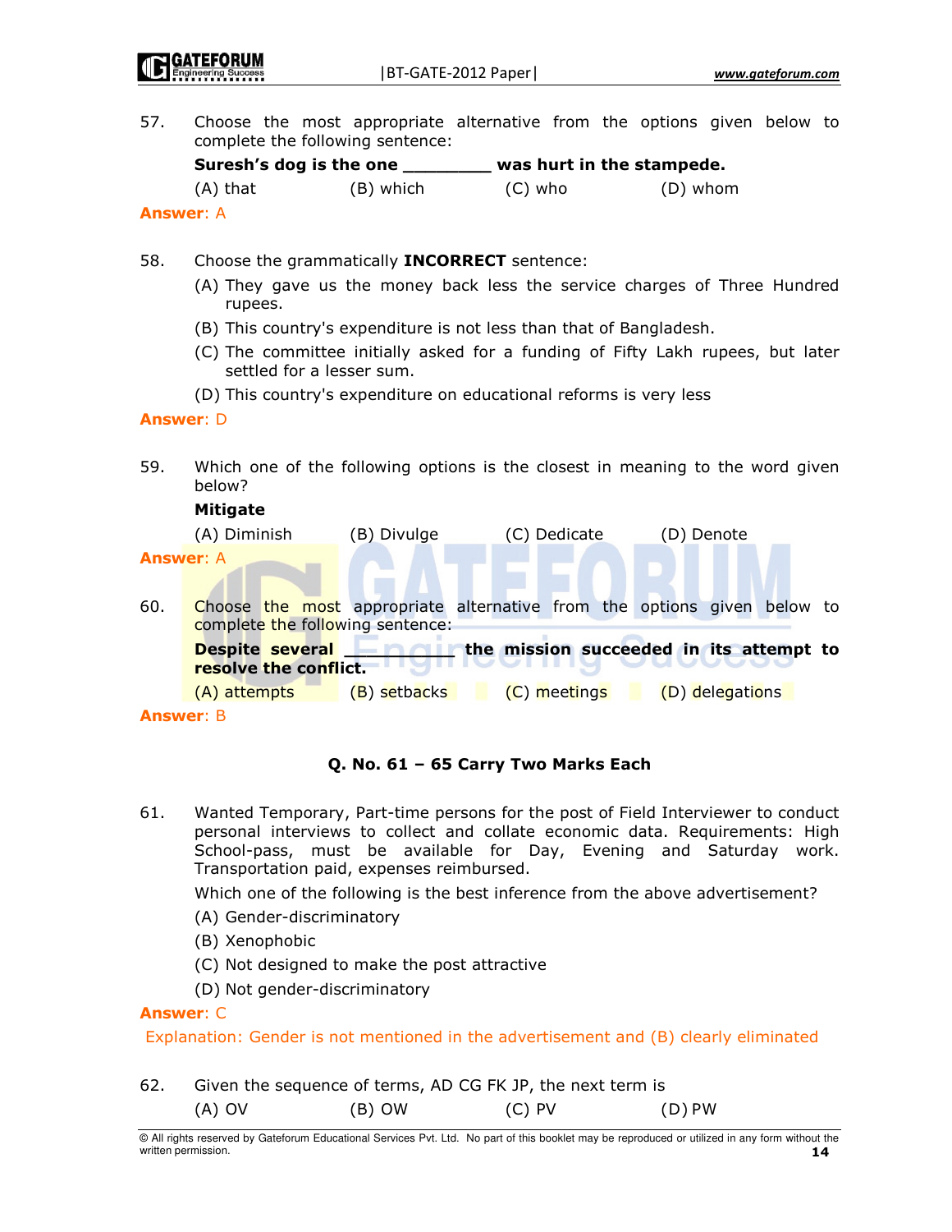57. Choose the most appropriate alternative from the options given below to complete the following sentence:

**Suresh's dog is the one ________ was hurt in the stampede.**

(A) that (B) which (C) who (D) whom

**Answer**: A

58. Choose the grammatically **INCORRECT** sentence:

(A) They gave us the money back less the service charges of Three Hundred rupees.

(B) This country's expenditure is not less than that of Bangladesh.

(C) The committee initially asked for a funding of Fifty Lakh rupees, but later settled for a lesser sum.

(D) This country's expenditure on educational reforms is very less

**Answer**: D

59. Which one of the following options is the closest in meaning to the word given below?

**Mitigate**

(A) Diminish (B) Divulge (C) Dedicate (D) Denote

**Answer**: A

60. Choose the most appropriate alternative from the options given below to complete the following sentence:

**Despite several ________ the mission succeeded in its attempt to resolve the conflict.**

(A) attempts (B) setbacks (C) meetings (D) delegations

**Answer**: B

## Q. No. 61 – 65 Carry Two Marks Each

61. Wanted Temporary, Part-time persons for the post of Field Interviewer to conduct personal interviews to collect and collate economic data. Requirements: High School-pass, must be available for Day, Evening and Saturday work. Transportation paid, expenses reimbursed.

Which one of the following is the best inference from the above advertisement?

(A) Gender-discriminatory

(B) Xenophobic

(C) Not designed to make the post attractive

(D) Not gender-discriminatory

**Answer**: C

Explanation: Gender is not mentioned in the advertisement and (B) clearly eliminated

62. Given the sequence of terms, AD CG FK JP, the next term is

(A) OV (B) OW (C) PV (D) PW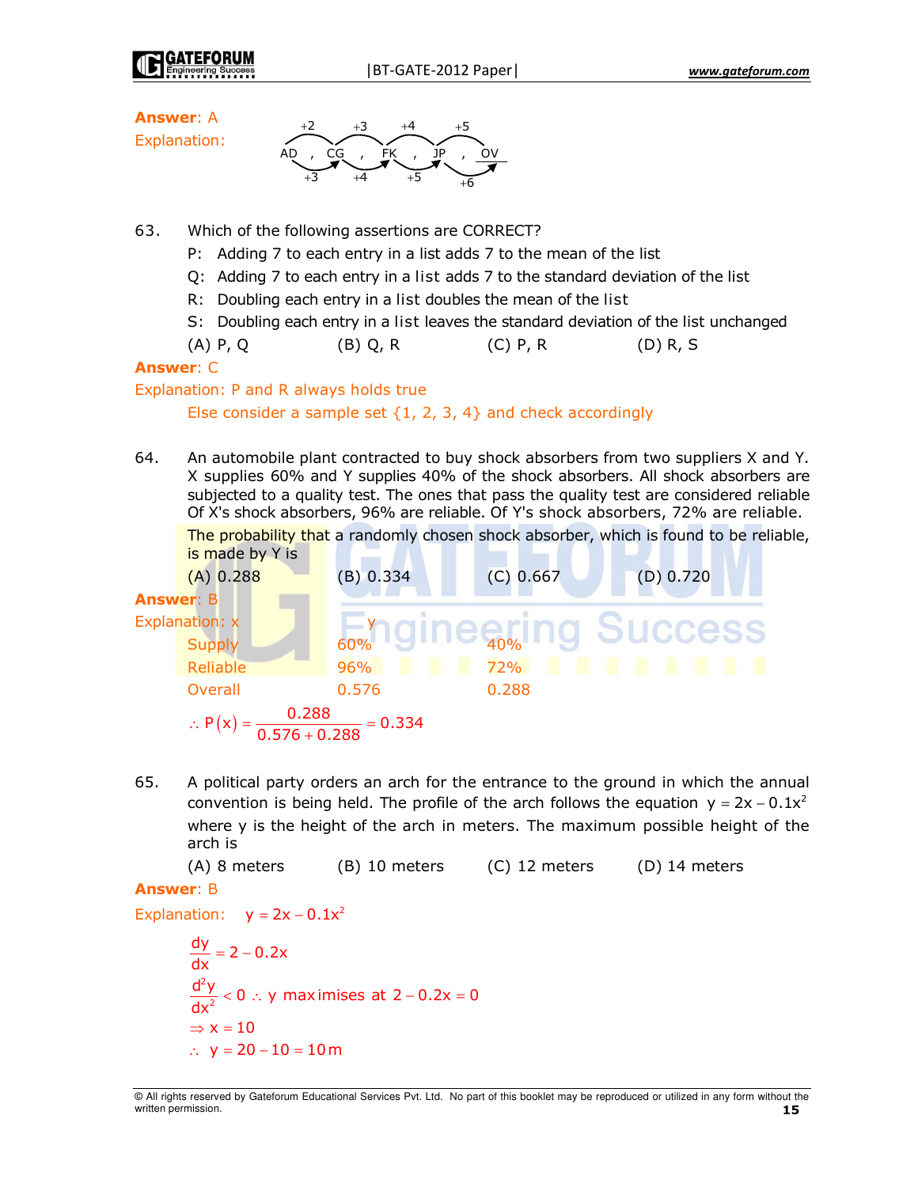**Answer**: A

Explanation:

AD , CG , FK , JP , OV

+2 +3 +4 +5

+3 +4 +5 +6

63. Which of the following assertions are CORRECT?

P: Adding 7 to each entry in a list adds 7 to the mean of the list

Q: Adding 7 to each entry in a list adds 7 to the standard deviation of the list

R: Doubling each entry in a list doubles the mean of the list

S: Doubling each entry in a list leaves the standard deviation of the list unchanged

(A) P, Q (B) Q, R (C) P, R (D) R, S

**Answer**: C

Explanation: P and R always holds true

Else consider a sample set {1, 2, 3, 4} and check accordingly

64. An automobile plant contracted to buy shock absorbers from two suppliers X and Y. X supplies 60% and Y supplies 40% of the shock absorbers. All shock absorbers are subjected to a quality test. The ones that pass the quality test are considered reliable Of X's shock absorbers, 96% are reliable. Of Y's shock absorbers, 72% are reliable. The probability that a randomly chosen shock absorber, which is found to be reliable, is made by Y is

(A) 0.288 (B) 0.334 (C) 0.667 (D) 0.720

**Answer**: B

Explanation:

| | x | y |
|---|---|---|
| Supply | 60% | 40% |
| Reliable | 96% | 72% |
| Overall | 0.576 | 0.288 |

$$\therefore P(x) = \frac{0.288}{0.576 + 0.288} = 0.334$$

65. A political party orders an arch for the entrance to the ground in which the annual convention is being held. The profile of the arch follows the equation $y = 2x - 0.1x^2$ where y is the height of the arch in meters. The maximum possible height of the arch is

(A) 8 meters (B) 10 meters (C) 12 meters (D) 14 meters

**Answer**: B

Explanation: $y = 2x - 0.1x^2$

$$\frac{dy}{dx} = 2 - 0.2x$$

$$\frac{d^2y}{dx^2} < 0 \; \therefore \; y \text{ maximises at } 2 - 0.2x = 0$$

$$\Rightarrow x = 10$$

$$\therefore \; y = 20 - 10 = 10\,m$$